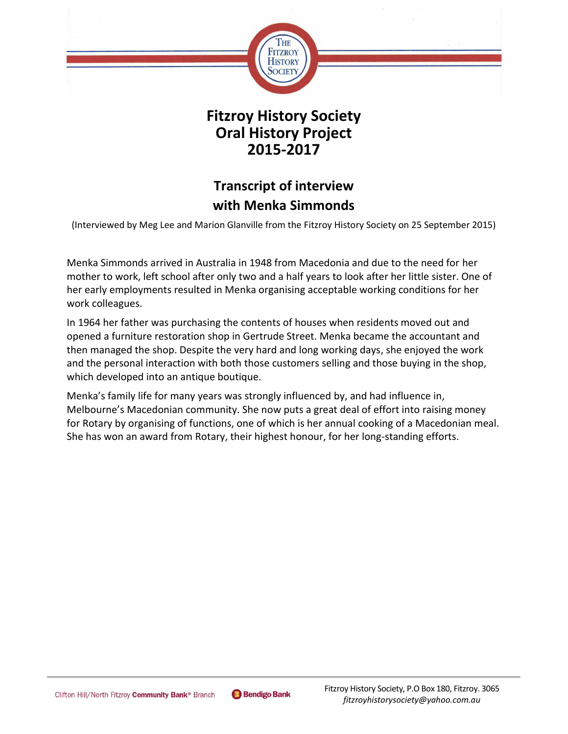# Fitzroy History Society Oral History Project 2015-2017

## Transcript of interview with Menka Simmonds

(Interviewed by Meg Lee and Marion Glanville from the Fitzroy History Society on 25 September 2015)

Menka Simmonds arrived in Australia in 1948 from Macedonia and due to the need for her mother to work, left school after only two and a half years to look after her little sister. One of her early employments resulted in Menka organising acceptable working conditions for her work colleagues.

In 1964 her father was purchasing the contents of houses when residents moved out and opened a furniture restoration shop in Gertrude Street. Menka became the accountant and then managed the shop. Despite the very hard and long working days, she enjoyed the work and the personal interaction with both those customers selling and those buying in the shop, which developed into an antique boutique.

Menka's family life for many years was strongly influenced by, and had influence in, Melbourne's Macedonian community. She now puts a great deal of effort into raising money for Rotary by organising of functions, one of which is her annual cooking of a Macedonian meal. She has won an award from Rotary, their highest honour, for her long-standing efforts.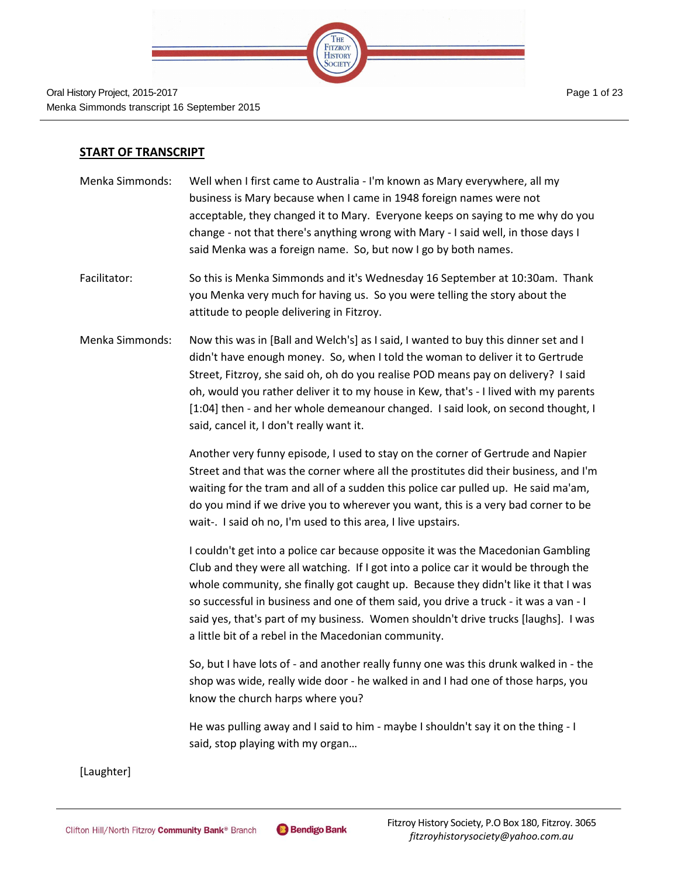## START OF TRANSCRIPT

Menka Simmonds: Well when I first came to Australia - I'm known as Mary everywhere, all my business is Mary because when I came in 1948 foreign names were not acceptable, they changed it to Mary. Everyone keeps on saying to me why do you change - not that there's anything wrong with Mary - I said well, in those days I said Menka was a foreign name. So, but now I go by both names.

Facilitator: So this is Menka Simmonds and it's Wednesday 16 September at 10:30am. Thank you Menka very much for having us. So you were telling the story about the attitude to people delivering in Fitzroy.

Menka Simmonds: Now this was in [Ball and Welch's] as I said, I wanted to buy this dinner set and I didn't have enough money. So, when I told the woman to deliver it to Gertrude Street, Fitzroy, she said oh, oh do you realise POD means pay on delivery? I said oh, would you rather deliver it to my house in Kew, that's - I lived with my parents [1:04] then - and her whole demeanour changed. I said look, on second thought, I said, cancel it, I don't really want it.

Another very funny episode, I used to stay on the corner of Gertrude and Napier Street and that was the corner where all the prostitutes did their business, and I'm waiting for the tram and all of a sudden this police car pulled up. He said ma'am, do you mind if we drive you to wherever you want, this is a very bad corner to be wait-. I said oh no, I'm used to this area, I live upstairs.

I couldn't get into a police car because opposite it was the Macedonian Gambling Club and they were all watching. If I got into a police car it would be through the whole community, she finally got caught up. Because they didn't like it that I was so successful in business and one of them said, you drive a truck - it was a van - I said yes, that's part of my business. Women shouldn't drive trucks [laughs]. I was a little bit of a rebel in the Macedonian community.

So, but I have lots of - and another really funny one was this drunk walked in - the shop was wide, really wide door - he walked in and I had one of those harps, you know the church harps where you?

He was pulling away and I said to him - maybe I shouldn't say it on the thing - I said, stop playing with my organ…

[Laughter]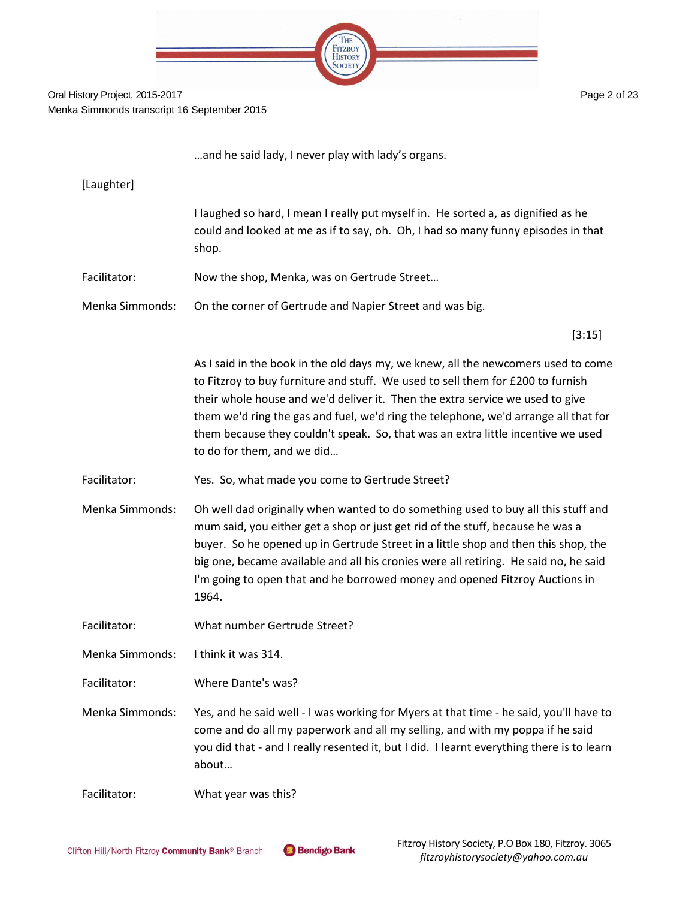…and he said lady, I never play with lady's organs.

[Laughter]

I laughed so hard, I mean I really put myself in. He sorted a, as dignified as he could and looked at me as if to say, oh. Oh, I had so many funny episodes in that shop.

Facilitator: Now the shop, Menka, was on Gertrude Street…

Menka Simmonds: On the corner of Gertrude and Napier Street and was big.

[3:15]

As I said in the book in the old days my, we knew, all the newcomers used to come to Fitzroy to buy furniture and stuff. We used to sell them for £200 to furnish their whole house and we'd deliver it. Then the extra service we used to give them we'd ring the gas and fuel, we'd ring the telephone, we'd arrange all that for them because they couldn't speak. So, that was an extra little incentive we used to do for them, and we did…

Facilitator: Yes. So, what made you come to Gertrude Street?

Menka Simmonds: Oh well dad originally when wanted to do something used to buy all this stuff and mum said, you either get a shop or just get rid of the stuff, because he was a buyer. So he opened up in Gertrude Street in a little shop and then this shop, the big one, became available and all his cronies were all retiring. He said no, he said I'm going to open that and he borrowed money and opened Fitzroy Auctions in 1964.

Facilitator: What number Gertrude Street?

Menka Simmonds: I think it was 314.

Facilitator: Where Dante's was?

Menka Simmonds: Yes, and he said well - I was working for Myers at that time - he said, you'll have to come and do all my paperwork and all my selling, and with my poppa if he said you did that - and I really resented it, but I did. I learnt everything there is to learn about…

Facilitator: What year was this?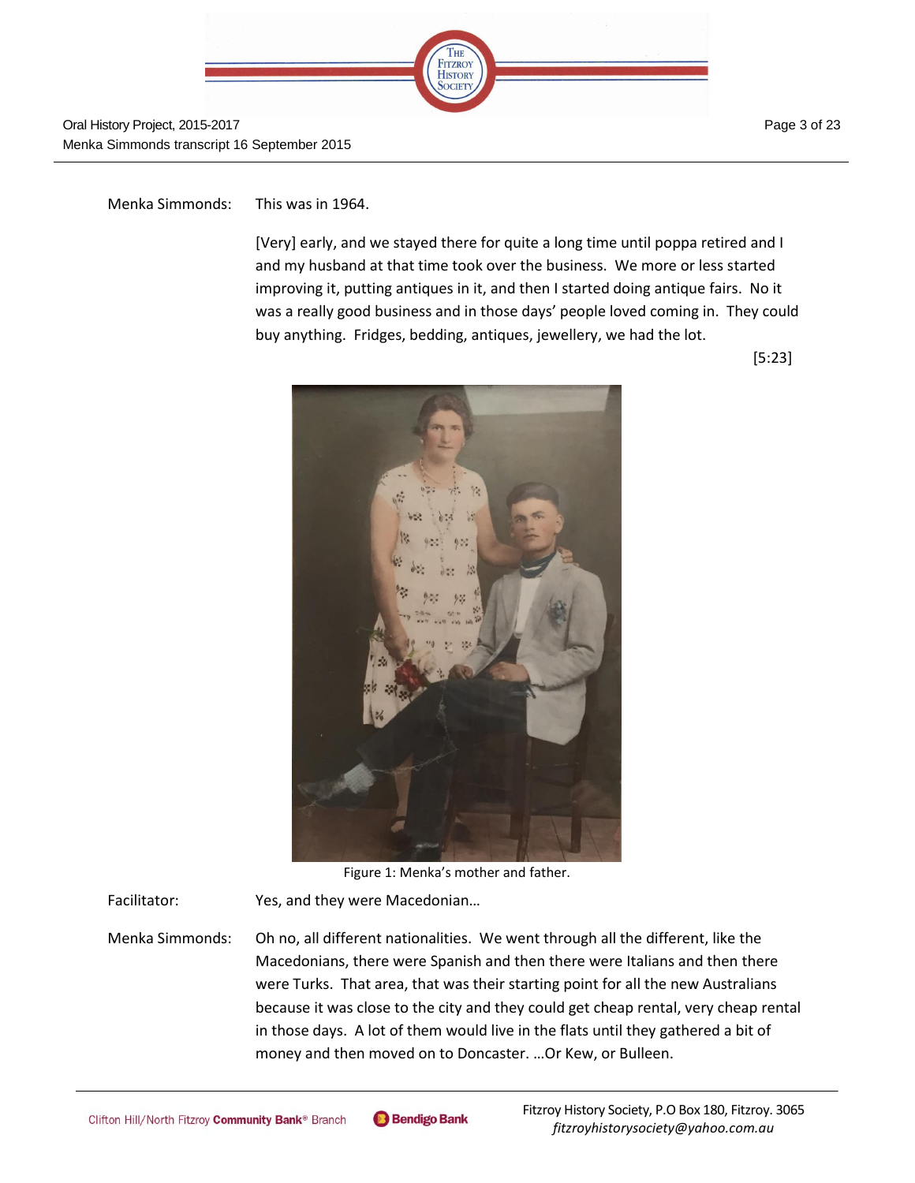Menka Simmonds: This was in 1964.

[Very] early, and we stayed there for quite a long time until poppa retired and I and my husband at that time took over the business. We more or less started improving it, putting antiques in it, and then I started doing antique fairs. No it was a really good business and in those days' people loved coming in. They could buy anything. Fridges, bedding, antiques, jewellery, we had the lot.

[5:23]

Figure 1: Menka's mother and father.

Facilitator: Yes, and they were Macedonian…

Menka Simmonds: Oh no, all different nationalities. We went through all the different, like the Macedonians, there were Spanish and then there were Italians and then there were Turks. That area, that was their starting point for all the new Australians because it was close to the city and they could get cheap rental, very cheap rental in those days. A lot of them would live in the flats until they gathered a bit of money and then moved on to Doncaster. …Or Kew, or Bulleen.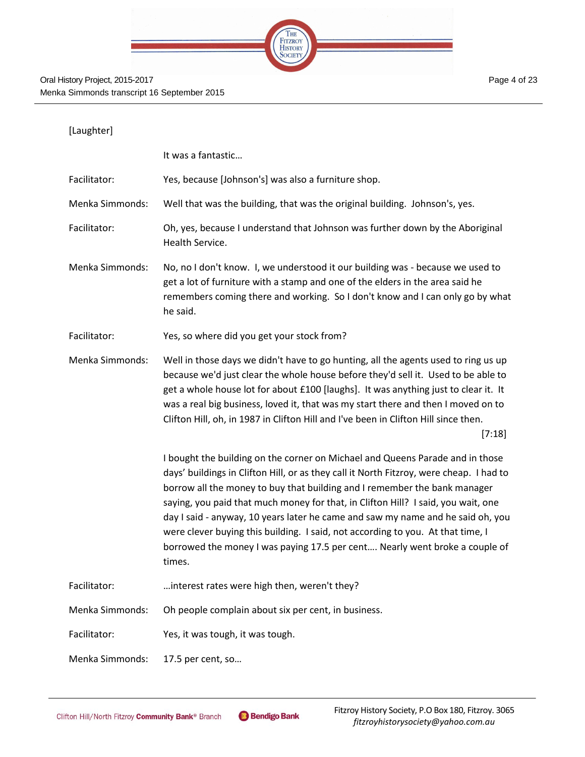[Laughter]

It was a fantastic…

**Facilitator:** Yes, because [Johnson's] was also a furniture shop.

**Menka Simmonds:** Well that was the building, that was the original building. Johnson's, yes.

**Facilitator:** Oh, yes, because I understand that Johnson was further down by the Aboriginal Health Service.

**Menka Simmonds:** No, no I don't know. I, we understood it our building was - because we used to get a lot of furniture with a stamp and one of the elders in the area said he remembers coming there and working. So I don't know and I can only go by what he said.

**Facilitator:** Yes, so where did you get your stock from?

**Menka Simmonds:** Well in those days we didn't have to go hunting, all the agents used to ring us up because we'd just clear the whole house before they'd sell it. Used to be able to get a whole house lot for about £100 [laughs]. It was anything just to clear it. It was a real big business, loved it, that was my start there and then I moved on to Clifton Hill, oh, in 1987 in Clifton Hill and I've been in Clifton Hill since then.

[7:18]

I bought the building on the corner on Michael and Queens Parade and in those days' buildings in Clifton Hill, or as they call it North Fitzroy, were cheap. I had to borrow all the money to buy that building and I remember the bank manager saying, you paid that much money for that, in Clifton Hill? I said, you wait, one day I said - anyway, 10 years later he came and saw my name and he said oh, you were clever buying this building. I said, not according to you. At that time, I borrowed the money I was paying 17.5 per cent…. Nearly went broke a couple of times.

**Facilitator:** …interest rates were high then, weren't they?

**Menka Simmonds:** Oh people complain about six per cent, in business.

**Facilitator:** Yes, it was tough, it was tough.

**Menka Simmonds:** 17.5 per cent, so…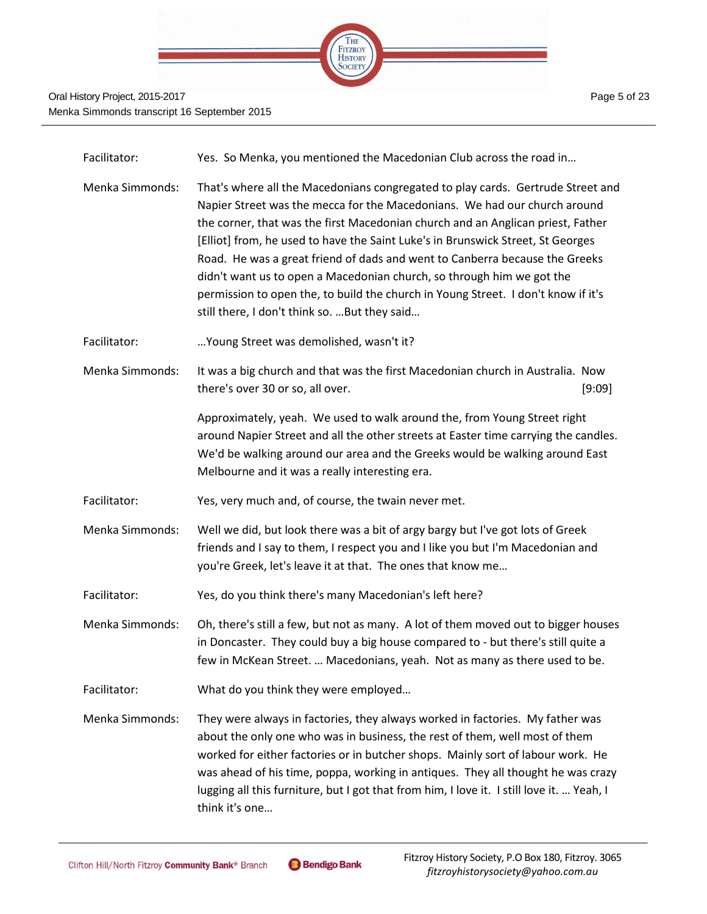Facilitator: Yes. So Menka, you mentioned the Macedonian Club across the road in…

Menka Simmonds: That's where all the Macedonians congregated to play cards. Gertrude Street and Napier Street was the mecca for the Macedonians. We had our church around the corner, that was the first Macedonian church and an Anglican priest, Father [Elliot] from, he used to have the Saint Luke's in Brunswick Street, St Georges Road. He was a great friend of dads and went to Canberra because the Greeks didn't want us to open a Macedonian church, so through him we got the permission to open the, to build the church in Young Street. I don't know if it's still there, I don't think so. …But they said…

Facilitator: …Young Street was demolished, wasn't it?

Menka Simmonds: It was a big church and that was the first Macedonian church in Australia. Now there's over 30 or so, all over. [9:09]

Approximately, yeah. We used to walk around the, from Young Street right around Napier Street and all the other streets at Easter time carrying the candles. We'd be walking around our area and the Greeks would be walking around East Melbourne and it was a really interesting era.

Facilitator: Yes, very much and, of course, the twain never met.

Menka Simmonds: Well we did, but look there was a bit of argy bargy but I've got lots of Greek friends and I say to them, I respect you and I like you but I'm Macedonian and you're Greek, let's leave it at that. The ones that know me…

Facilitator: Yes, do you think there's many Macedonian's left here?

Menka Simmonds: Oh, there's still a few, but not as many. A lot of them moved out to bigger houses in Doncaster. They could buy a big house compared to - but there's still quite a few in McKean Street. … Macedonians, yeah. Not as many as there used to be.

Facilitator: What do you think they were employed…

Menka Simmonds: They were always in factories, they always worked in factories. My father was about the only one who was in business, the rest of them, well most of them worked for either factories or in butcher shops. Mainly sort of labour work. He was ahead of his time, poppa, working in antiques. They all thought he was crazy lugging all this furniture, but I got that from him, I love it. I still love it. … Yeah, I think it's one…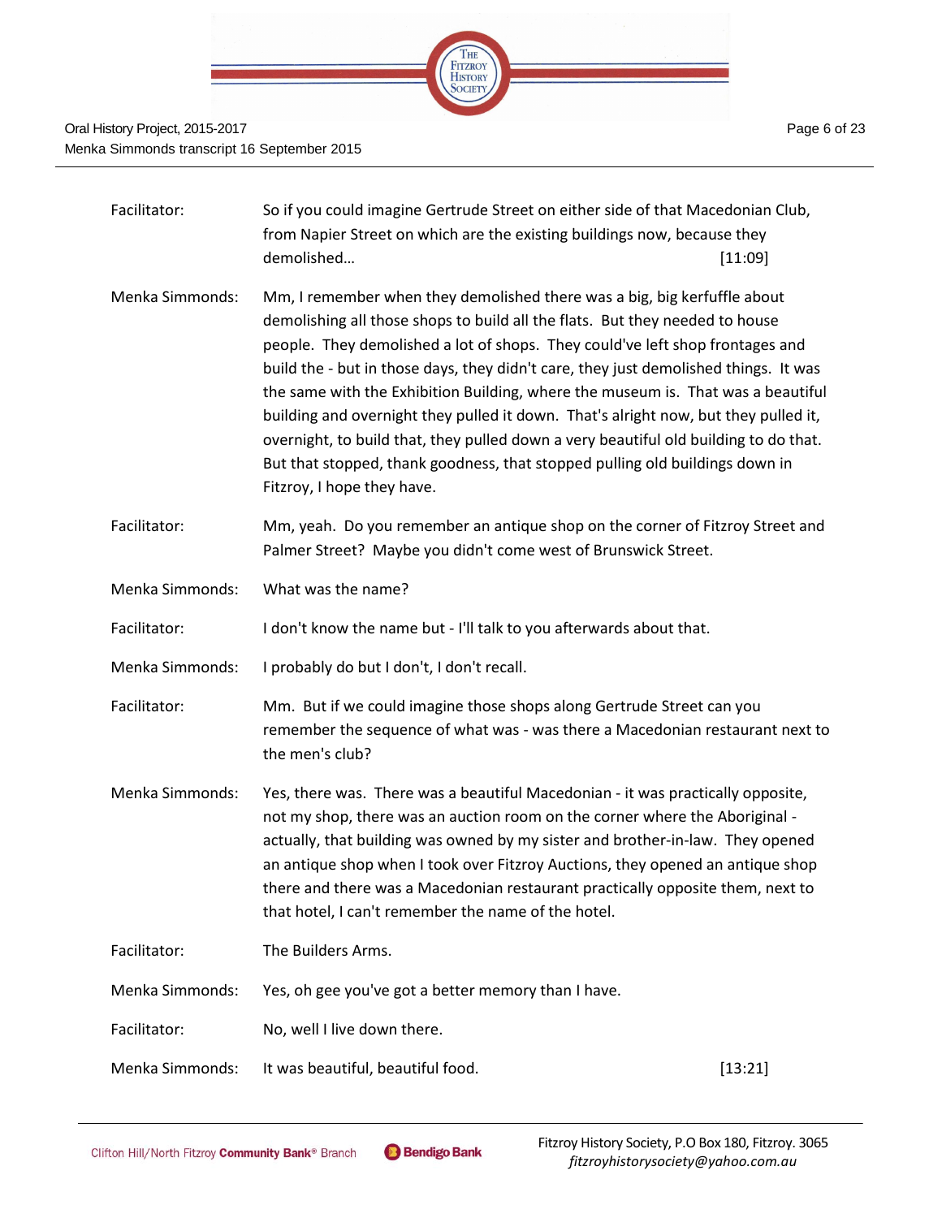Facilitator: So if you could imagine Gertrude Street on either side of that Macedonian Club, from Napier Street on which are the existing buildings now, because they demolished… [11:09]

Menka Simmonds: Mm, I remember when they demolished there was a big, big kerfuffle about demolishing all those shops to build all the flats. But they needed to house people. They demolished a lot of shops. They could've left shop frontages and build the - but in those days, they didn't care, they just demolished things. It was the same with the Exhibition Building, where the museum is. That was a beautiful building and overnight they pulled it down. That's alright now, but they pulled it, overnight, to build that, they pulled down a very beautiful old building to do that. But that stopped, thank goodness, that stopped pulling old buildings down in Fitzroy, I hope they have.

Facilitator: Mm, yeah. Do you remember an antique shop on the corner of Fitzroy Street and Palmer Street? Maybe you didn't come west of Brunswick Street.

Menka Simmonds: What was the name?

Facilitator: I don't know the name but - I'll talk to you afterwards about that.

Menka Simmonds: I probably do but I don't, I don't recall.

Facilitator: Mm. But if we could imagine those shops along Gertrude Street can you remember the sequence of what was - was there a Macedonian restaurant next to the men's club?

Menka Simmonds: Yes, there was. There was a beautiful Macedonian - it was practically opposite, not my shop, there was an auction room on the corner where the Aboriginal - actually, that building was owned by my sister and brother-in-law. They opened an antique shop when I took over Fitzroy Auctions, they opened an antique shop there and there was a Macedonian restaurant practically opposite them, next to that hotel, I can't remember the name of the hotel.

Facilitator: The Builders Arms.

Menka Simmonds: Yes, oh gee you've got a better memory than I have.

Facilitator: No, well I live down there.

Menka Simmonds: It was beautiful, beautiful food. [13:21]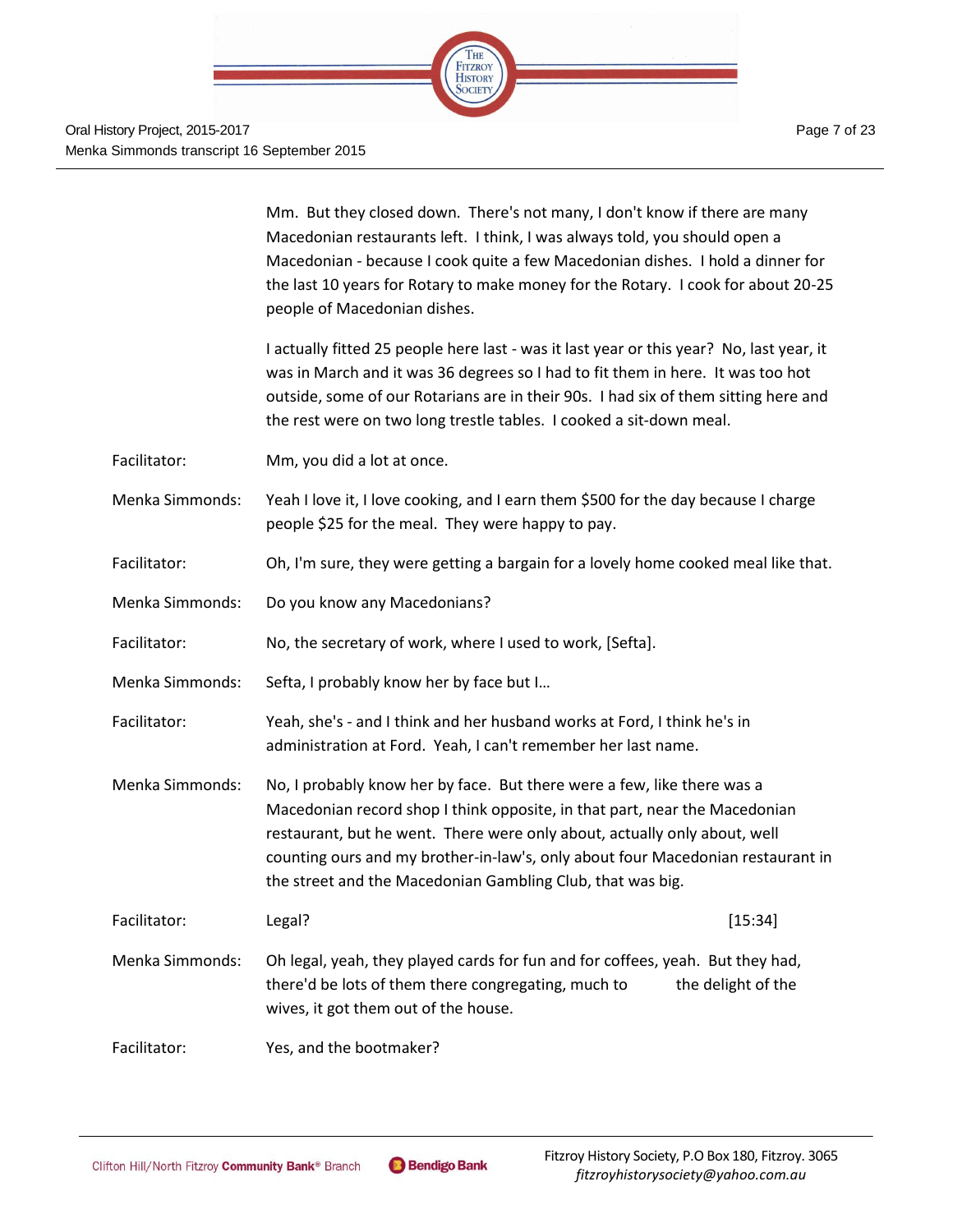Mm. But they closed down. There's not many, I don't know if there are many Macedonian restaurants left. I think, I was always told, you should open a Macedonian - because I cook quite a few Macedonian dishes. I hold a dinner for the last 10 years for Rotary to make money for the Rotary. I cook for about 20-25 people of Macedonian dishes.

I actually fitted 25 people here last - was it last year or this year? No, last year, it was in March and it was 36 degrees so I had to fit them in here. It was too hot outside, some of our Rotarians are in their 90s. I had six of them sitting here and the rest were on two long trestle tables. I cooked a sit-down meal.

Facilitator: Mm, you did a lot at once.

Menka Simmonds: Yeah I love it, I love cooking, and I earn them $500 for the day because I charge people $25 for the meal. They were happy to pay.

Facilitator: Oh, I'm sure, they were getting a bargain for a lovely home cooked meal like that.

Menka Simmonds: Do you know any Macedonians?

Facilitator: No, the secretary of work, where I used to work, [Sefta].

Menka Simmonds: Sefta, I probably know her by face but I…

Facilitator: Yeah, she's - and I think and her husband works at Ford, I think he's in administration at Ford. Yeah, I can't remember her last name.

Menka Simmonds: No, I probably know her by face. But there were a few, like there was a Macedonian record shop I think opposite, in that part, near the Macedonian restaurant, but he went. There were only about, actually only about, well counting ours and my brother-in-law's, only about four Macedonian restaurant in the street and the Macedonian Gambling Club, that was big.

Facilitator: Legal? [15:34]

Menka Simmonds: Oh legal, yeah, they played cards for fun and for coffees, yeah. But they had, there'd be lots of them there congregating, much to the delight of the wives, it got them out of the house.

Facilitator: Yes, and the bootmaker?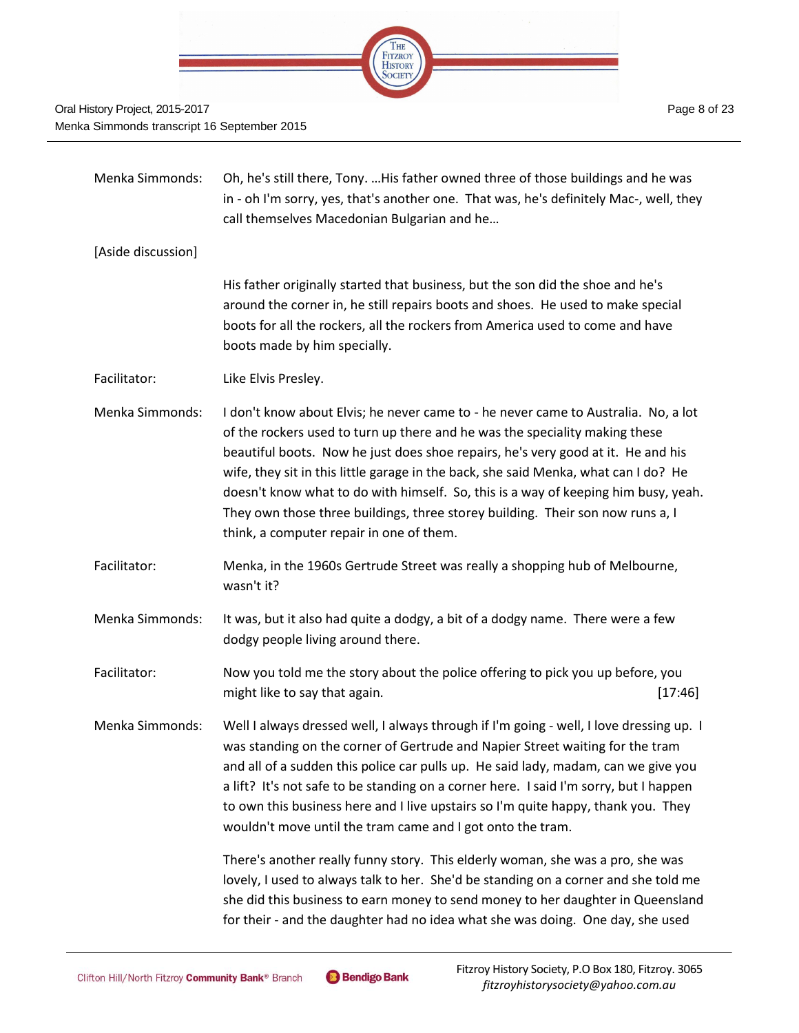Menka Simmonds: Oh, he's still there, Tony. …His father owned three of those buildings and he was in - oh I'm sorry, yes, that's another one. That was, he's definitely Mac-, well, they call themselves Macedonian Bulgarian and he…

[Aside discussion]

His father originally started that business, but the son did the shoe and he's around the corner in, he still repairs boots and shoes. He used to make special boots for all the rockers, all the rockers from America used to come and have boots made by him specially.

Facilitator: Like Elvis Presley.

Menka Simmonds: I don't know about Elvis; he never came to - he never came to Australia. No, a lot of the rockers used to turn up there and he was the speciality making these beautiful boots. Now he just does shoe repairs, he's very good at it. He and his wife, they sit in this little garage in the back, she said Menka, what can I do? He doesn't know what to do with himself. So, this is a way of keeping him busy, yeah. They own those three buildings, three storey building. Their son now runs a, I think, a computer repair in one of them.

Facilitator: Menka, in the 1960s Gertrude Street was really a shopping hub of Melbourne, wasn't it?

Menka Simmonds: It was, but it also had quite a dodgy, a bit of a dodgy name. There were a few dodgy people living around there.

Facilitator: Now you told me the story about the police offering to pick you up before, you might like to say that again. [17:46]

Menka Simmonds: Well I always dressed well, I always through if I'm going - well, I love dressing up. I was standing on the corner of Gertrude and Napier Street waiting for the tram and all of a sudden this police car pulls up. He said lady, madam, can we give you a lift? It's not safe to be standing on a corner here. I said I'm sorry, but I happen to own this business here and I live upstairs so I'm quite happy, thank you. They wouldn't move until the tram came and I got onto the tram.

There's another really funny story. This elderly woman, she was a pro, she was lovely, I used to always talk to her. She'd be standing on a corner and she told me she did this business to earn money to send money to her daughter in Queensland for their - and the daughter had no idea what she was doing. One day, she used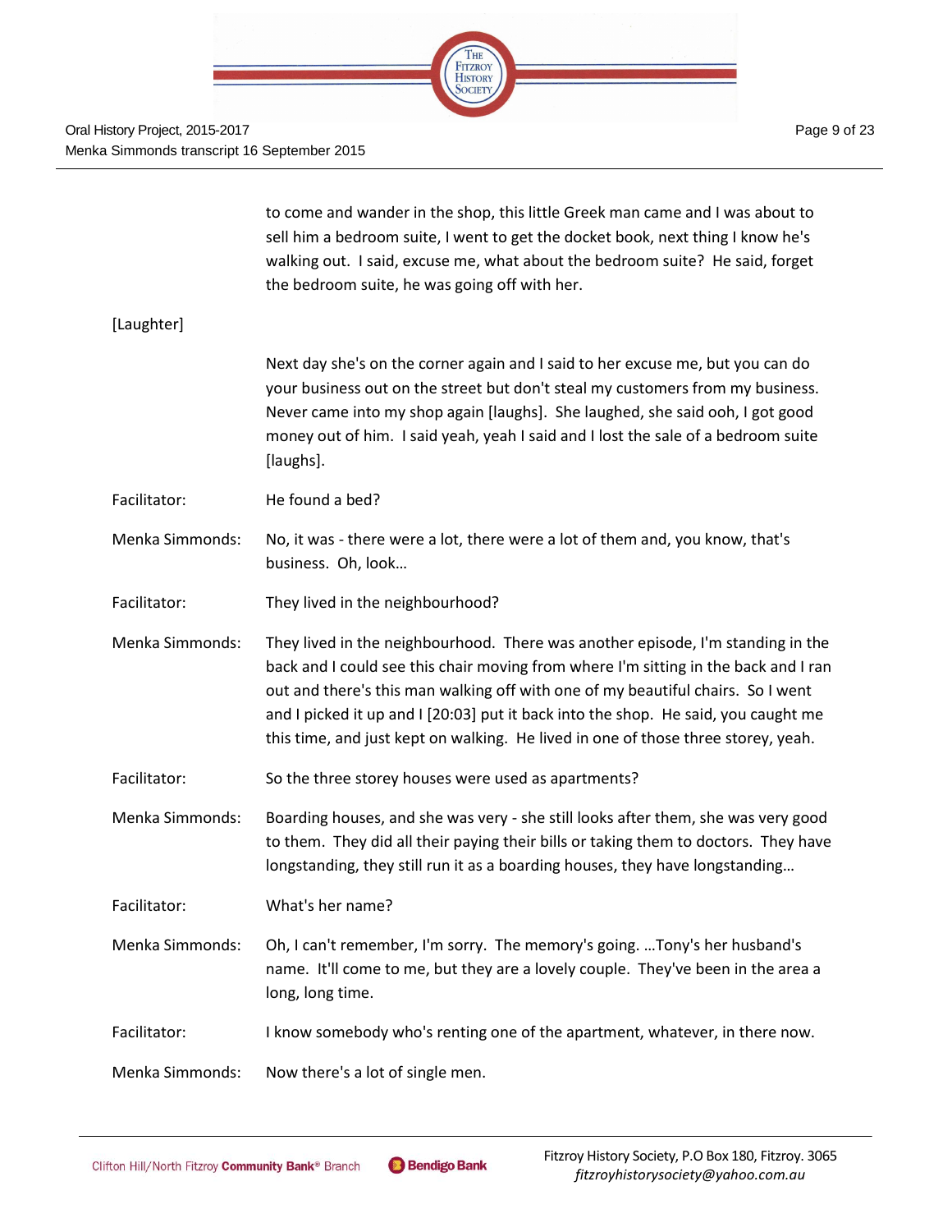to come and wander in the shop, this little Greek man came and I was about to sell him a bedroom suite, I went to get the docket book, next thing I know he's walking out. I said, excuse me, what about the bedroom suite? He said, forget the bedroom suite, he was going off with her.

[Laughter]

Next day she's on the corner again and I said to her excuse me, but you can do your business out on the street but don't steal my customers from my business. Never came into my shop again [laughs]. She laughed, she said ooh, I got good money out of him. I said yeah, yeah I said and I lost the sale of a bedroom suite [laughs].

Facilitator: He found a bed?

Menka Simmonds: No, it was - there were a lot, there were a lot of them and, you know, that's business. Oh, look…

Facilitator: They lived in the neighbourhood?

Menka Simmonds: They lived in the neighbourhood. There was another episode, I'm standing in the back and I could see this chair moving from where I'm sitting in the back and I ran out and there's this man walking off with one of my beautiful chairs. So I went and I picked it up and I [20:03] put it back into the shop. He said, you caught me this time, and just kept on walking. He lived in one of those three storey, yeah.

Facilitator: So the three storey houses were used as apartments?

Menka Simmonds: Boarding houses, and she was very - she still looks after them, she was very good to them. They did all their paying their bills or taking them to doctors. They have longstanding, they still run it as a boarding houses, they have longstanding…

Facilitator: What's her name?

Menka Simmonds: Oh, I can't remember, I'm sorry. The memory's going. …Tony's her husband's name. It'll come to me, but they are a lovely couple. They've been in the area a long, long time.

Facilitator: I know somebody who's renting one of the apartment, whatever, in there now.

Menka Simmonds: Now there's a lot of single men.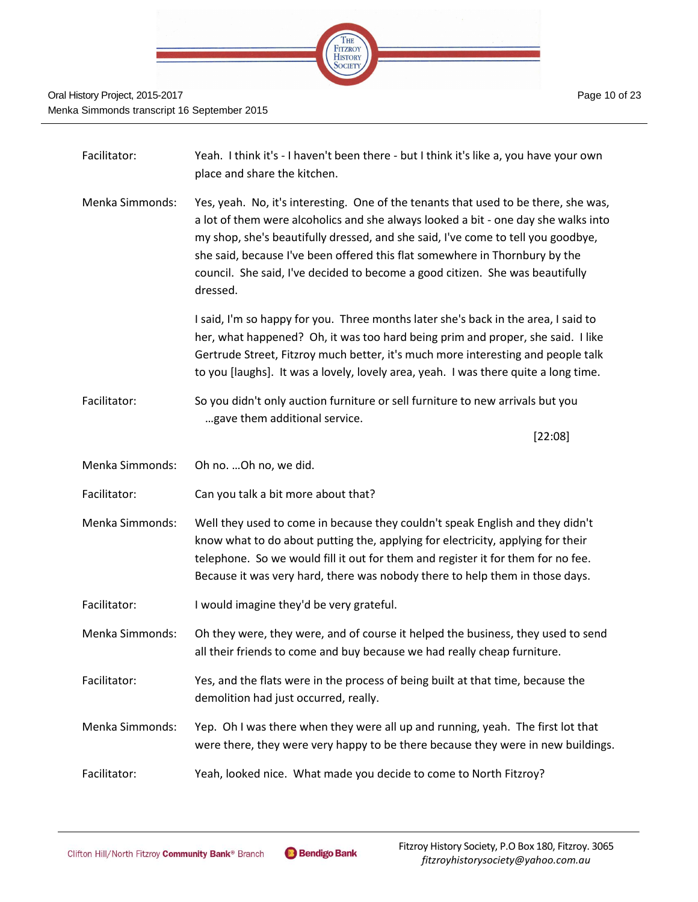Facilitator: Yeah. I think it's - I haven't been there - but I think it's like a, you have your own place and share the kitchen.

Menka Simmonds: Yes, yeah. No, it's interesting. One of the tenants that used to be there, she was, a lot of them were alcoholics and she always looked a bit - one day she walks into my shop, she's beautifully dressed, and she said, I've come to tell you goodbye, she said, because I've been offered this flat somewhere in Thornbury by the council. She said, I've decided to become a good citizen. She was beautifully dressed.

I said, I'm so happy for you. Three months later she's back in the area, I said to her, what happened? Oh, it was too hard being prim and proper, she said. I like Gertrude Street, Fitzroy much better, it's much more interesting and people talk to you [laughs]. It was a lovely, lovely area, yeah. I was there quite a long time.

Facilitator: So you didn't only auction furniture or sell furniture to new arrivals but you …gave them additional service.

[22:08]

Menka Simmonds: Oh no. …Oh no, we did.

Facilitator: Can you talk a bit more about that?

Menka Simmonds: Well they used to come in because they couldn't speak English and they didn't know what to do about putting the, applying for electricity, applying for their telephone. So we would fill it out for them and register it for them for no fee. Because it was very hard, there was nobody there to help them in those days.

Facilitator: I would imagine they'd be very grateful.

Menka Simmonds: Oh they were, they were, and of course it helped the business, they used to send all their friends to come and buy because we had really cheap furniture.

Facilitator: Yes, and the flats were in the process of being built at that time, because the demolition had just occurred, really.

Menka Simmonds: Yep. Oh I was there when they were all up and running, yeah. The first lot that were there, they were very happy to be there because they were in new buildings.

Facilitator: Yeah, looked nice. What made you decide to come to North Fitzroy?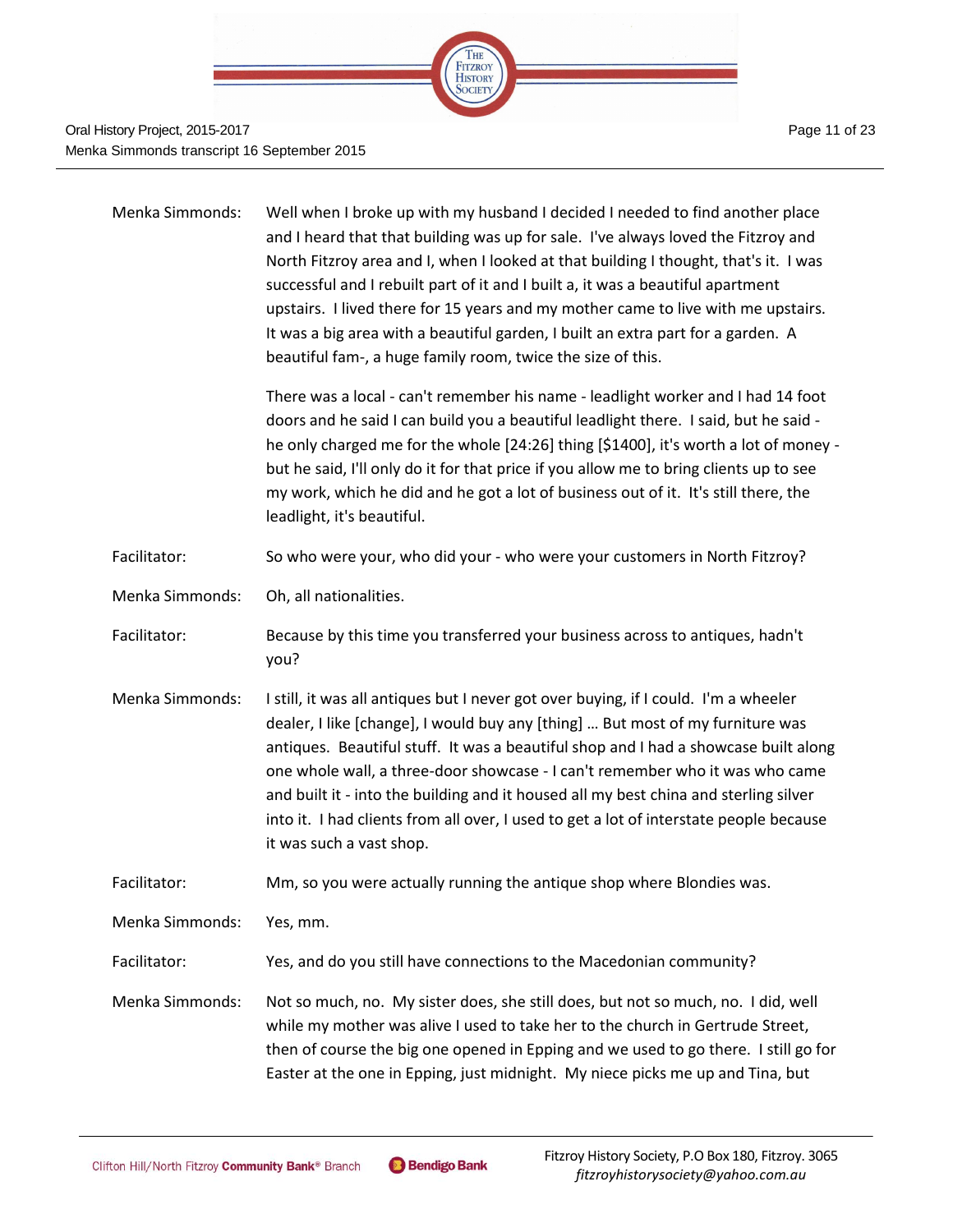Menka Simmonds: Well when I broke up with my husband I decided I needed to find another place and I heard that that building was up for sale. I've always loved the Fitzroy and North Fitzroy area and I, when I looked at that building I thought, that's it. I was successful and I rebuilt part of it and I built a, it was a beautiful apartment upstairs. I lived there for 15 years and my mother came to live with me upstairs. It was a big area with a beautiful garden, I built an extra part for a garden. A beautiful fam-, a huge family room, twice the size of this.

There was a local - can't remember his name - leadlight worker and I had 14 foot doors and he said I can build you a beautiful leadlight there. I said, but he said - he only charged me for the whole [24:26] thing [$1400], it's worth a lot of money - but he said, I'll only do it for that price if you allow me to bring clients up to see my work, which he did and he got a lot of business out of it. It's still there, the leadlight, it's beautiful.

Facilitator: So who were your, who did your - who were your customers in North Fitzroy?

Menka Simmonds: Oh, all nationalities.

Facilitator: Because by this time you transferred your business across to antiques, hadn't you?

Menka Simmonds: I still, it was all antiques but I never got over buying, if I could. I'm a wheeler dealer, I like [change], I would buy any [thing] … But most of my furniture was antiques. Beautiful stuff. It was a beautiful shop and I had a showcase built along one whole wall, a three-door showcase - I can't remember who it was who came and built it - into the building and it housed all my best china and sterling silver into it. I had clients from all over, I used to get a lot of interstate people because it was such a vast shop.

Facilitator: Mm, so you were actually running the antique shop where Blondies was.

Menka Simmonds: Yes, mm.

Facilitator: Yes, and do you still have connections to the Macedonian community?

Menka Simmonds: Not so much, no. My sister does, she still does, but not so much, no. I did, well while my mother was alive I used to take her to the church in Gertrude Street, then of course the big one opened in Epping and we used to go there. I still go for Easter at the one in Epping, just midnight. My niece picks me up and Tina, but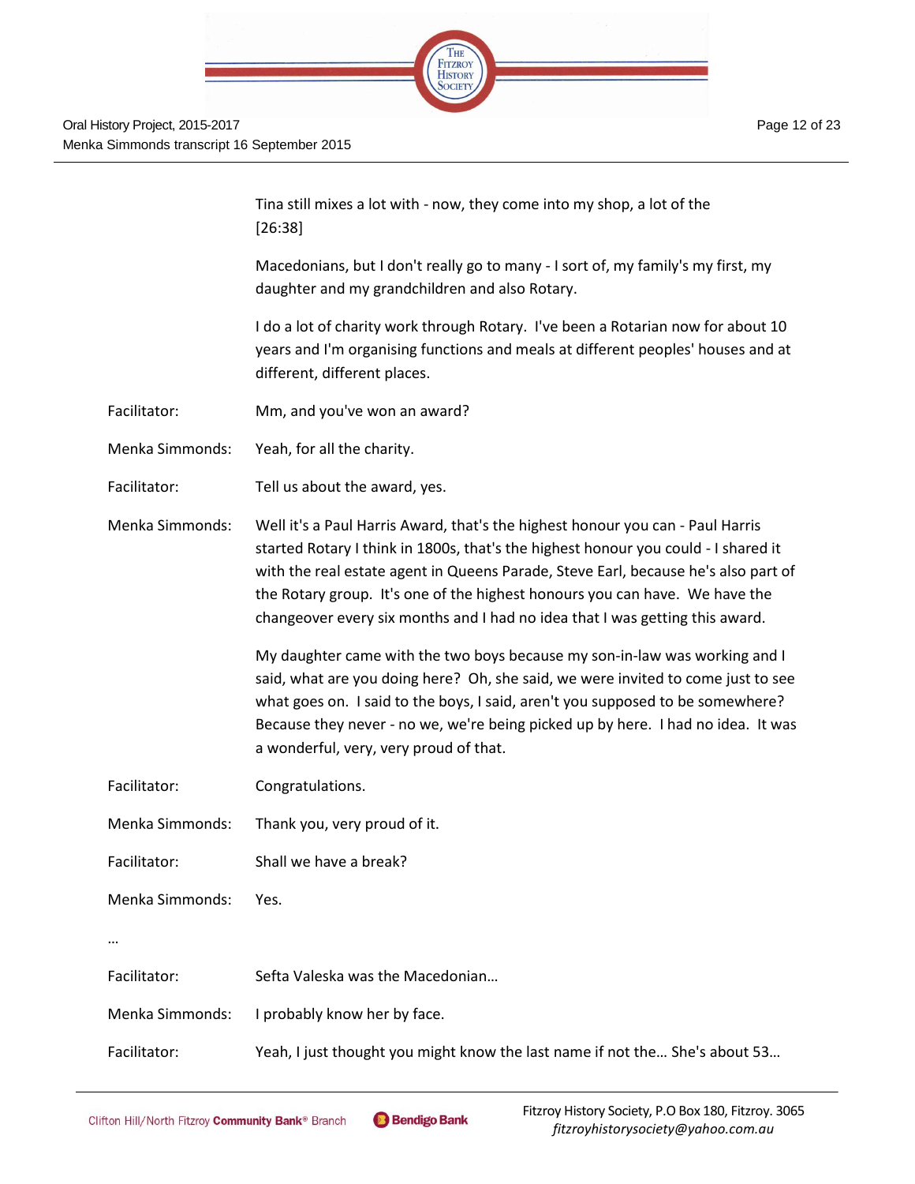Tina still mixes a lot with - now, they come into my shop, a lot of the [26:38]

Macedonians, but I don't really go to many - I sort of, my family's my first, my daughter and my grandchildren and also Rotary.

I do a lot of charity work through Rotary. I've been a Rotarian now for about 10 years and I'm organising functions and meals at different peoples' houses and at different, different places.

Facilitator: Mm, and you've won an award?

Menka Simmonds: Yeah, for all the charity.

Facilitator: Tell us about the award, yes.

Menka Simmonds: Well it's a Paul Harris Award, that's the highest honour you can - Paul Harris started Rotary I think in 1800s, that's the highest honour you could - I shared it with the real estate agent in Queens Parade, Steve Earl, because he's also part of the Rotary group. It's one of the highest honours you can have. We have the changeover every six months and I had no idea that I was getting this award.

My daughter came with the two boys because my son-in-law was working and I said, what are you doing here? Oh, she said, we were invited to come just to see what goes on. I said to the boys, I said, aren't you supposed to be somewhere? Because they never - no we, we're being picked up by here. I had no idea. It was a wonderful, very, very proud of that.

Facilitator: Congratulations.

Menka Simmonds: Thank you, very proud of it.

Facilitator: Shall we have a break?

Menka Simmonds: Yes.

…

Facilitator: Sefta Valeska was the Macedonian…

Menka Simmonds: I probably know her by face.

Facilitator: Yeah, I just thought you might know the last name if not the… She's about 53…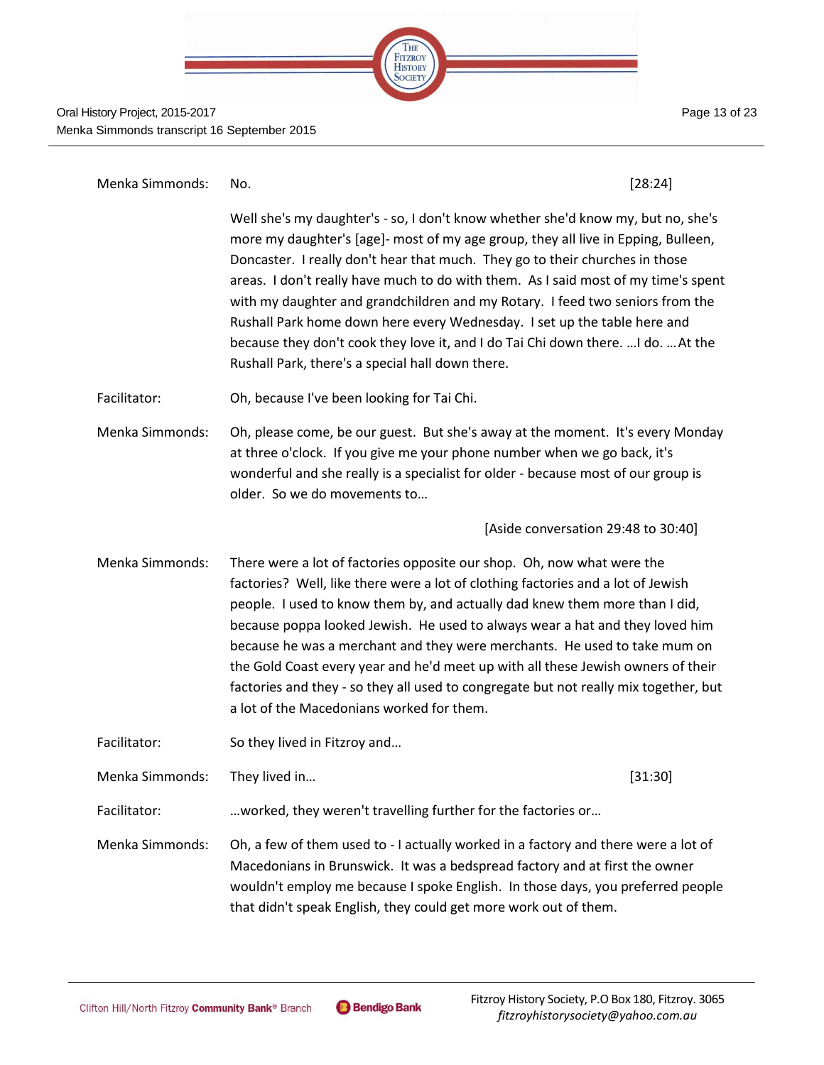Menka Simmonds: No. [28:24]

Well she's my daughter's - so, I don't know whether she'd know my, but no, she's more my daughter's [age]- most of my age group, they all live in Epping, Bulleen, Doncaster. I really don't hear that much. They go to their churches in those areas. I don't really have much to do with them. As I said most of my time's spent with my daughter and grandchildren and my Rotary. I feed two seniors from the Rushall Park home down here every Wednesday. I set up the table here and because they don't cook they love it, and I do Tai Chi down there. …I do. … At the Rushall Park, there's a special hall down there.

Facilitator: Oh, because I've been looking for Tai Chi.

Menka Simmonds: Oh, please come, be our guest. But she's away at the moment. It's every Monday at three o'clock. If you give me your phone number when we go back, it's wonderful and she really is a specialist for older - because most of our group is older. So we do movements to…

[Aside conversation 29:48 to 30:40]

Menka Simmonds: There were a lot of factories opposite our shop. Oh, now what were the factories? Well, like there were a lot of clothing factories and a lot of Jewish people. I used to know them by, and actually dad knew them more than I did, because poppa looked Jewish. He used to always wear a hat and they loved him because he was a merchant and they were merchants. He used to take mum on the Gold Coast every year and he'd meet up with all these Jewish owners of their factories and they - so they all used to congregate but not really mix together, but a lot of the Macedonians worked for them.

Facilitator: So they lived in Fitzroy and…

Menka Simmonds: They lived in… [31:30]

Facilitator: …worked, they weren't travelling further for the factories or…

Menka Simmonds: Oh, a few of them used to - I actually worked in a factory and there were a lot of Macedonians in Brunswick. It was a bedspread factory and at first the owner wouldn't employ me because I spoke English. In those days, you preferred people that didn't speak English, they could get more work out of them.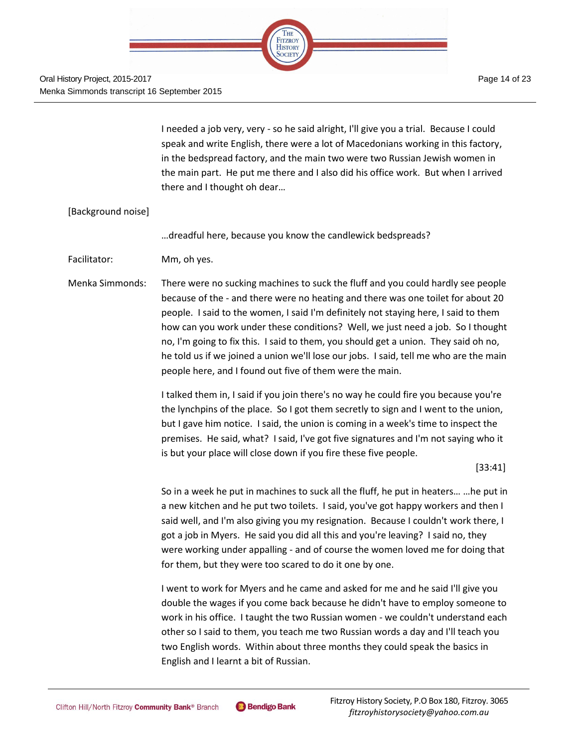I needed a job very, very - so he said alright, I'll give you a trial. Because I could speak and write English, there were a lot of Macedonians working in this factory, in the bedspread factory, and the main two were two Russian Jewish women in the main part. He put me there and I also did his office work. But when I arrived there and I thought oh dear…

[Background noise]

…dreadful here, because you know the candlewick bedspreads?

Facilitator: Mm, oh yes.

Menka Simmonds: There were no sucking machines to suck the fluff and you could hardly see people because of the - and there were no heating and there was one toilet for about 20 people. I said to the women, I said I'm definitely not staying here, I said to them how can you work under these conditions? Well, we just need a job. So I thought no, I'm going to fix this. I said to them, you should get a union. They said oh no, he told us if we joined a union we'll lose our jobs. I said, tell me who are the main people here, and I found out five of them were the main.

I talked them in, I said if you join there's no way he could fire you because you're the lynchpins of the place. So I got them secretly to sign and I went to the union, but I gave him notice. I said, the union is coming in a week's time to inspect the premises. He said, what? I said, I've got five signatures and I'm not saying who it is but your place will close down if you fire these five people.

[33:41]

So in a week he put in machines to suck all the fluff, he put in heaters… …he put in a new kitchen and he put two toilets. I said, you've got happy workers and then I said well, and I'm also giving you my resignation. Because I couldn't work there, I got a job in Myers. He said you did all this and you're leaving? I said no, they were working under appalling - and of course the women loved me for doing that for them, but they were too scared to do it one by one.

I went to work for Myers and he came and asked for me and he said I'll give you double the wages if you come back because he didn't have to employ someone to work in his office. I taught the two Russian women - we couldn't understand each other so I said to them, you teach me two Russian words a day and I'll teach you two English words. Within about three months they could speak the basics in English and I learnt a bit of Russian.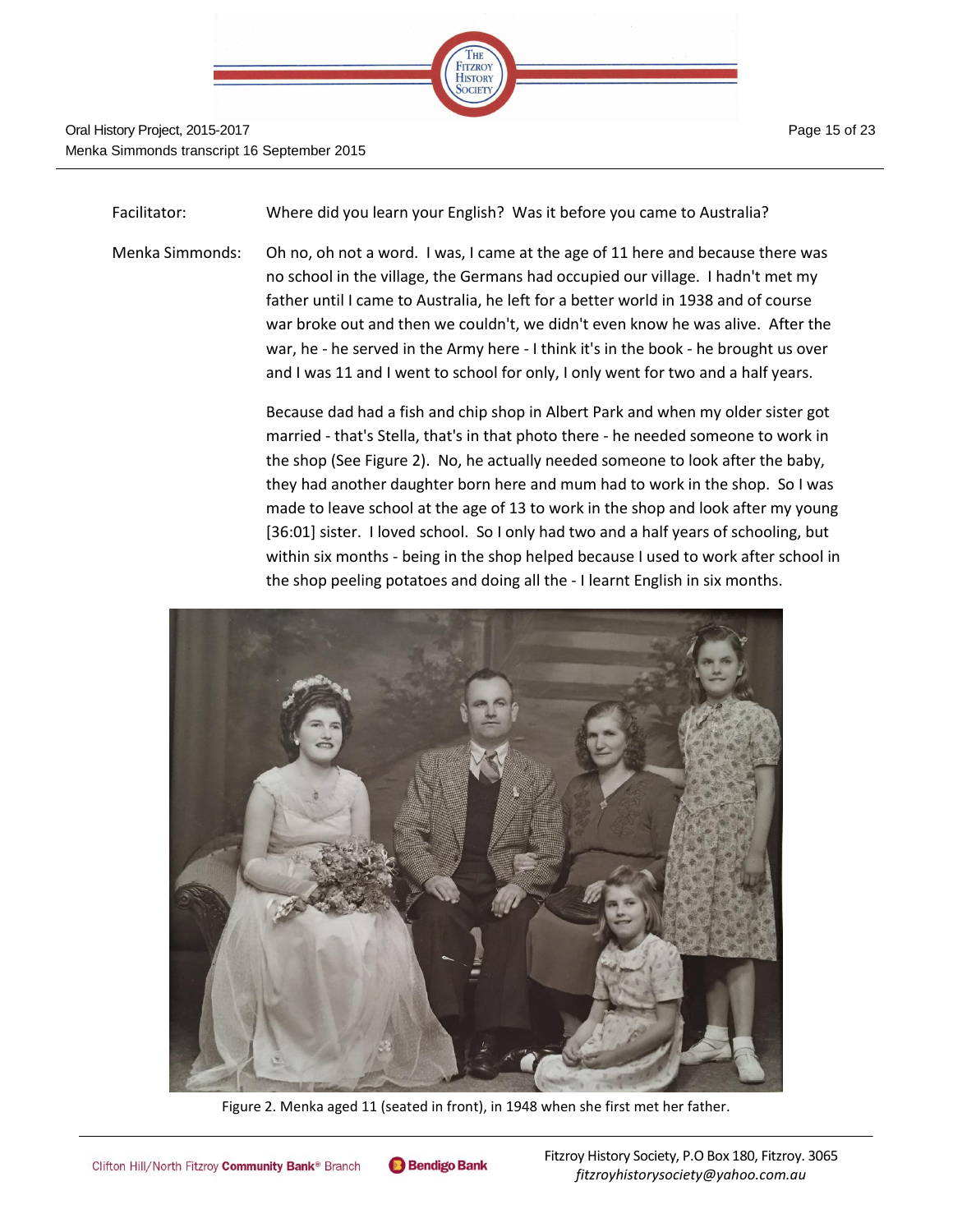Facilitator: Where did you learn your English? Was it before you came to Australia?

Menka Simmonds: Oh no, oh not a word. I was, I came at the age of 11 here and because there was no school in the village, the Germans had occupied our village. I hadn't met my father until I came to Australia, he left for a better world in 1938 and of course war broke out and then we couldn't, we didn't even know he was alive. After the war, he - he served in the Army here - I think it's in the book - he brought us over and I was 11 and I went to school for only, I only went for two and a half years.

Because dad had a fish and chip shop in Albert Park and when my older sister got married - that's Stella, that's in that photo there - he needed someone to work in the shop (See Figure 2). No, he actually needed someone to look after the baby, they had another daughter born here and mum had to work in the shop. So I was made to leave school at the age of 13 to work in the shop and look after my young [36:01] sister. I loved school. So I only had two and a half years of schooling, but within six months - being in the shop helped because I used to work after school in the shop peeling potatoes and doing all the - I learnt English in six months.

Figure 2. Menka aged 11 (seated in front), in 1948 when she first met her father.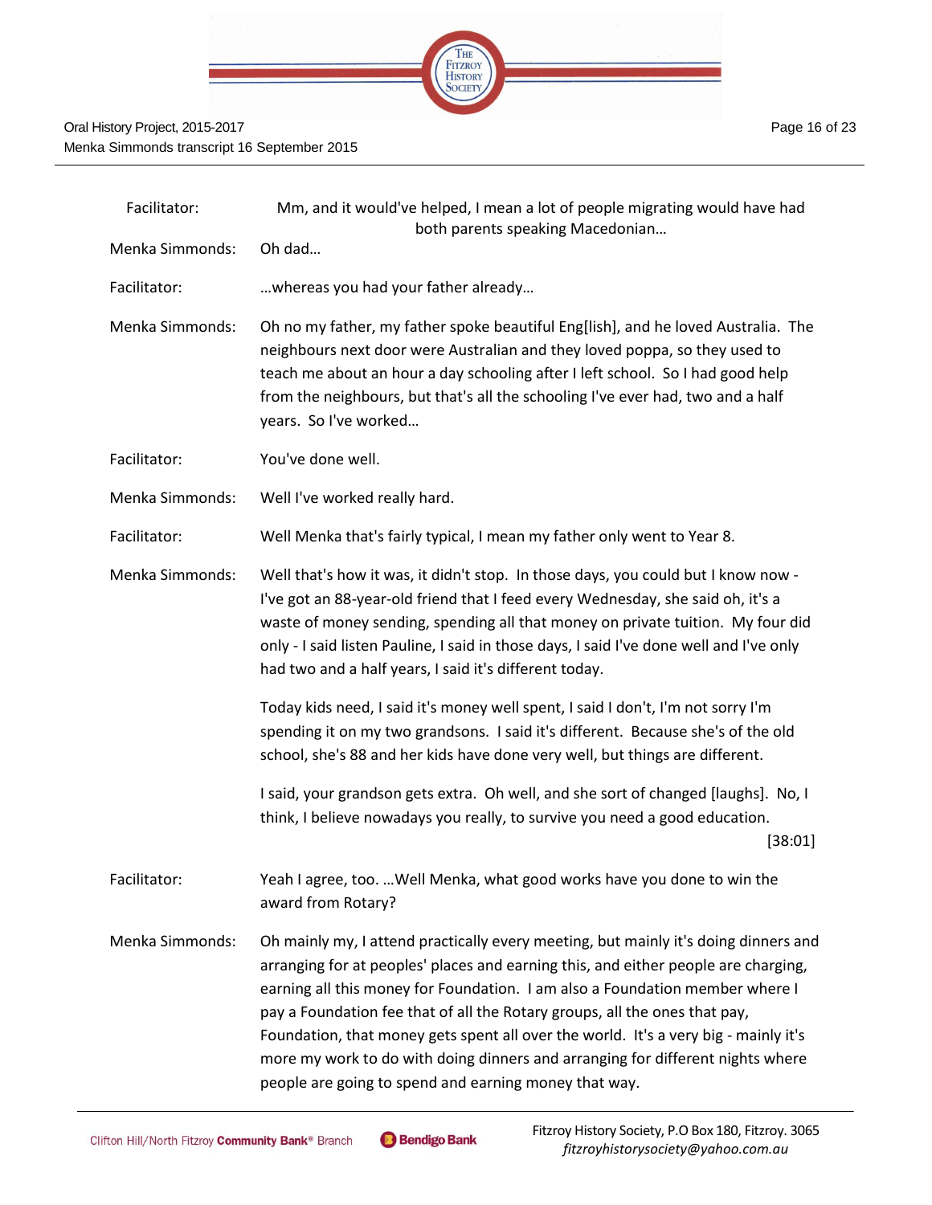Facilitator: Mm, and it would've helped, I mean a lot of people migrating would have had both parents speaking Macedonian…

Menka Simmonds: Oh dad…

Facilitator: …whereas you had your father already…

Menka Simmonds: Oh no my father, my father spoke beautiful Eng[lish], and he loved Australia. The neighbours next door were Australian and they loved poppa, so they used to teach me about an hour a day schooling after I left school. So I had good help from the neighbours, but that's all the schooling I've ever had, two and a half years. So I've worked…

Facilitator: You've done well.

Menka Simmonds: Well I've worked really hard.

Facilitator: Well Menka that's fairly typical, I mean my father only went to Year 8.

Menka Simmonds: Well that's how it was, it didn't stop. In those days, you could but I know now - I've got an 88-year-old friend that I feed every Wednesday, she said oh, it's a waste of money sending, spending all that money on private tuition. My four did only - I said listen Pauline, I said in those days, I said I've done well and I've only had two and a half years, I said it's different today.

Today kids need, I said it's money well spent, I said I don't, I'm not sorry I'm spending it on my two grandsons. I said it's different. Because she's of the old school, she's 88 and her kids have done very well, but things are different.

I said, your grandson gets extra. Oh well, and she sort of changed [laughs]. No, I think, I believe nowadays you really, to survive you need a good education.

[38:01]

Facilitator: Yeah I agree, too. …Well Menka, what good works have you done to win the award from Rotary?

Menka Simmonds: Oh mainly my, I attend practically every meeting, but mainly it's doing dinners and arranging for at peoples' places and earning this, and either people are charging, earning all this money for Foundation. I am also a Foundation member where I pay a Foundation fee that of all the Rotary groups, all the ones that pay, Foundation, that money gets spent all over the world. It's a very big - mainly it's more my work to do with doing dinners and arranging for different nights where people are going to spend and earning money that way.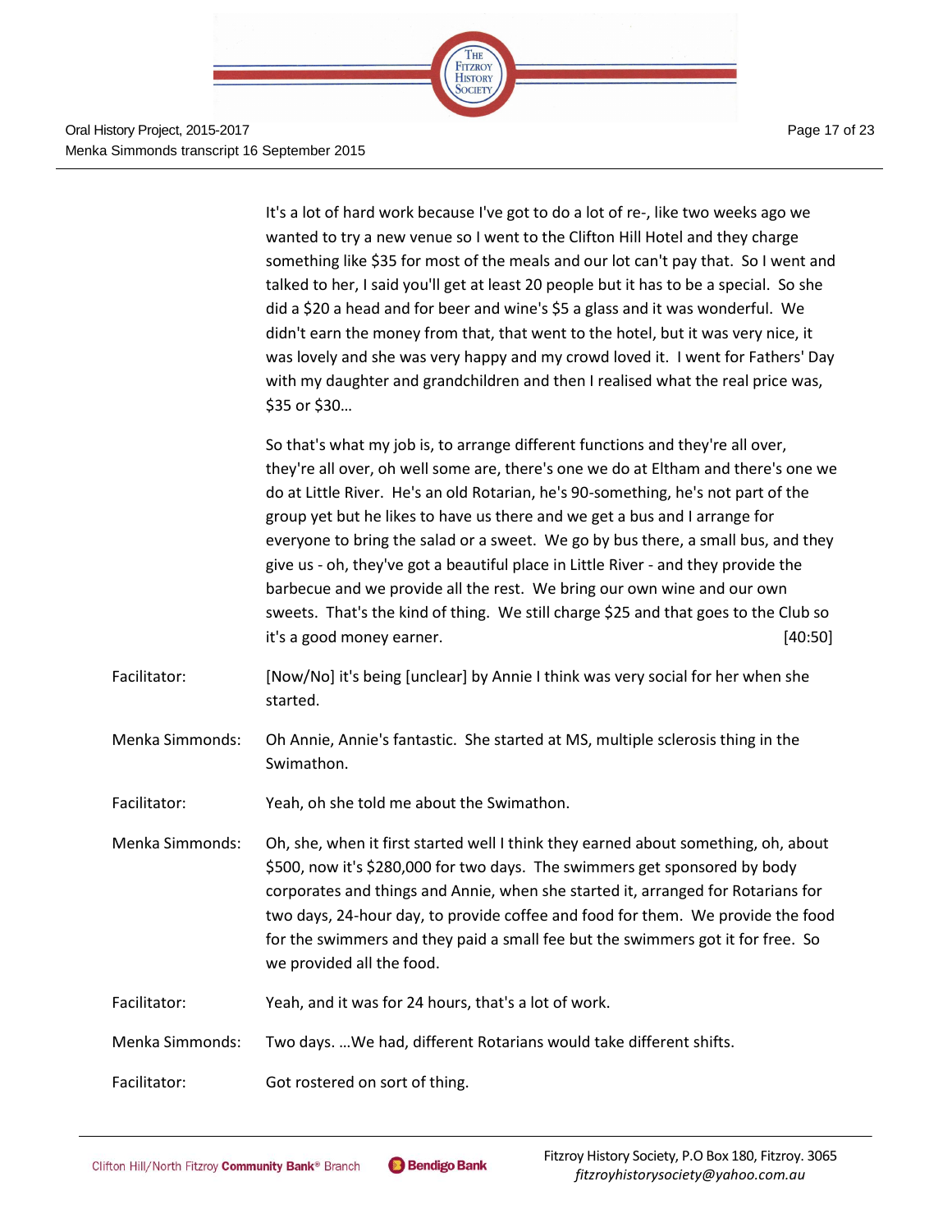It's a lot of hard work because I've got to do a lot of re-, like two weeks ago we wanted to try a new venue so I went to the Clifton Hill Hotel and they charge something like $35 for most of the meals and our lot can't pay that. So I went and talked to her, I said you'll get at least 20 people but it has to be a special. So she did a $20 a head and for beer and wine's $5 a glass and it was wonderful. We didn't earn the money from that, that went to the hotel, but it was very nice, it was lovely and she was very happy and my crowd loved it. I went for Fathers' Day with my daughter and grandchildren and then I realised what the real price was, $35 or $30…

So that's what my job is, to arrange different functions and they're all over, they're all over, oh well some are, there's one we do at Eltham and there's one we do at Little River. He's an old Rotarian, he's 90-something, he's not part of the group yet but he likes to have us there and we get a bus and I arrange for everyone to bring the salad or a sweet. We go by bus there, a small bus, and they give us - oh, they've got a beautiful place in Little River - and they provide the barbecue and we provide all the rest. We bring our own wine and our own sweets. That's the kind of thing. We still charge $25 and that goes to the Club so it's a good money earner. [40:50]

**Facilitator:** [Now/No] it's being [unclear] by Annie I think was very social for her when she started.

**Menka Simmonds:** Oh Annie, Annie's fantastic. She started at MS, multiple sclerosis thing in the Swimathon.

**Facilitator:** Yeah, oh she told me about the Swimathon.

**Menka Simmonds:** Oh, she, when it first started well I think they earned about something, oh, about $500, now it's $280,000 for two days. The swimmers get sponsored by body corporates and things and Annie, when she started it, arranged for Rotarians for two days, 24-hour day, to provide coffee and food for them. We provide the food for the swimmers and they paid a small fee but the swimmers got it for free. So we provided all the food.

**Facilitator:** Yeah, and it was for 24 hours, that's a lot of work.

**Menka Simmonds:** Two days. …We had, different Rotarians would take different shifts.

**Facilitator:** Got rostered on sort of thing.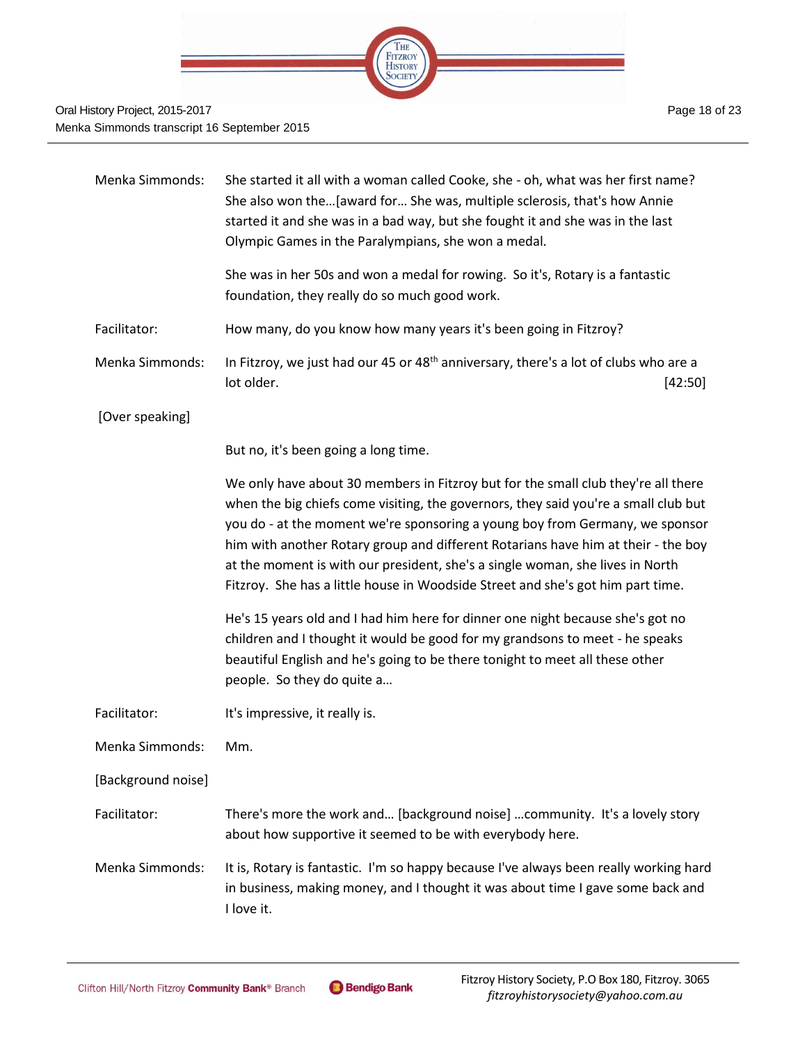Menka Simmonds: She started it all with a woman called Cooke, she - oh, what was her first name? She also won the…[award for… She was, multiple sclerosis, that's how Annie started it and she was in a bad way, but she fought it and she was in the last Olympic Games in the Paralympians, she won a medal.

She was in her 50s and won a medal for rowing. So it's, Rotary is a fantastic foundation, they really do so much good work.

Facilitator: How many, do you know how many years it's been going in Fitzroy?

Menka Simmonds: In Fitzroy, we just had our 45 or 48th anniversary, there's a lot of clubs who are a lot older. [42:50]

[Over speaking]

But no, it's been going a long time.

We only have about 30 members in Fitzroy but for the small club they're all there when the big chiefs come visiting, the governors, they said you're a small club but you do - at the moment we're sponsoring a young boy from Germany, we sponsor him with another Rotary group and different Rotarians have him at their - the boy at the moment is with our president, she's a single woman, she lives in North Fitzroy. She has a little house in Woodside Street and she's got him part time.

He's 15 years old and I had him here for dinner one night because she's got no children and I thought it would be good for my grandsons to meet - he speaks beautiful English and he's going to be there tonight to meet all these other people. So they do quite a…

Facilitator: It's impressive, it really is.

Menka Simmonds: Mm.

[Background noise]

Facilitator: There's more the work and… [background noise] …community. It's a lovely story about how supportive it seemed to be with everybody here.

Menka Simmonds: It is, Rotary is fantastic. I'm so happy because I've always been really working hard in business, making money, and I thought it was about time I gave some back and I love it.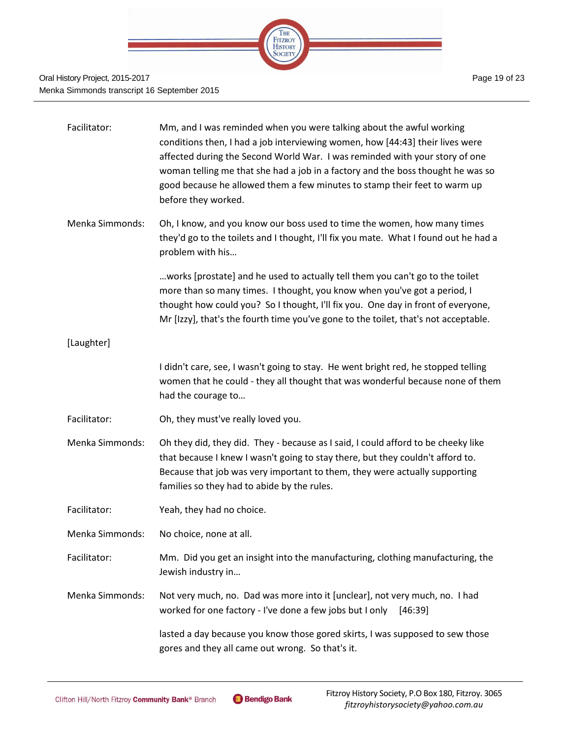Facilitator: Mm, and I was reminded when you were talking about the awful working conditions then, I had a job interviewing women, how [44:43] their lives were affected during the Second World War. I was reminded with your story of one woman telling me that she had a job in a factory and the boss thought he was so good because he allowed them a few minutes to stamp their feet to warm up before they worked.

Menka Simmonds: Oh, I know, and you know our boss used to time the women, how many times they'd go to the toilets and I thought, I'll fix you mate. What I found out he had a problem with his…

…works [prostate] and he used to actually tell them you can't go to the toilet more than so many times. I thought, you know when you've got a period, I thought how could you? So I thought, I'll fix you. One day in front of everyone, Mr [Izzy], that's the fourth time you've gone to the toilet, that's not acceptable.

[Laughter]

I didn't care, see, I wasn't going to stay. He went bright red, he stopped telling women that he could - they all thought that was wonderful because none of them had the courage to…

Facilitator: Oh, they must've really loved you.

Menka Simmonds: Oh they did, they did. They - because as I said, I could afford to be cheeky like that because I knew I wasn't going to stay there, but they couldn't afford to. Because that job was very important to them, they were actually supporting families so they had to abide by the rules.

Facilitator: Yeah, they had no choice.

Menka Simmonds: No choice, none at all.

Facilitator: Mm. Did you get an insight into the manufacturing, clothing manufacturing, the Jewish industry in…

Menka Simmonds: Not very much, no. Dad was more into it [unclear], not very much, no. I had worked for one factory - I've done a few jobs but I only [46:39]

lasted a day because you know those gored skirts, I was supposed to sew those gores and they all came out wrong. So that's it.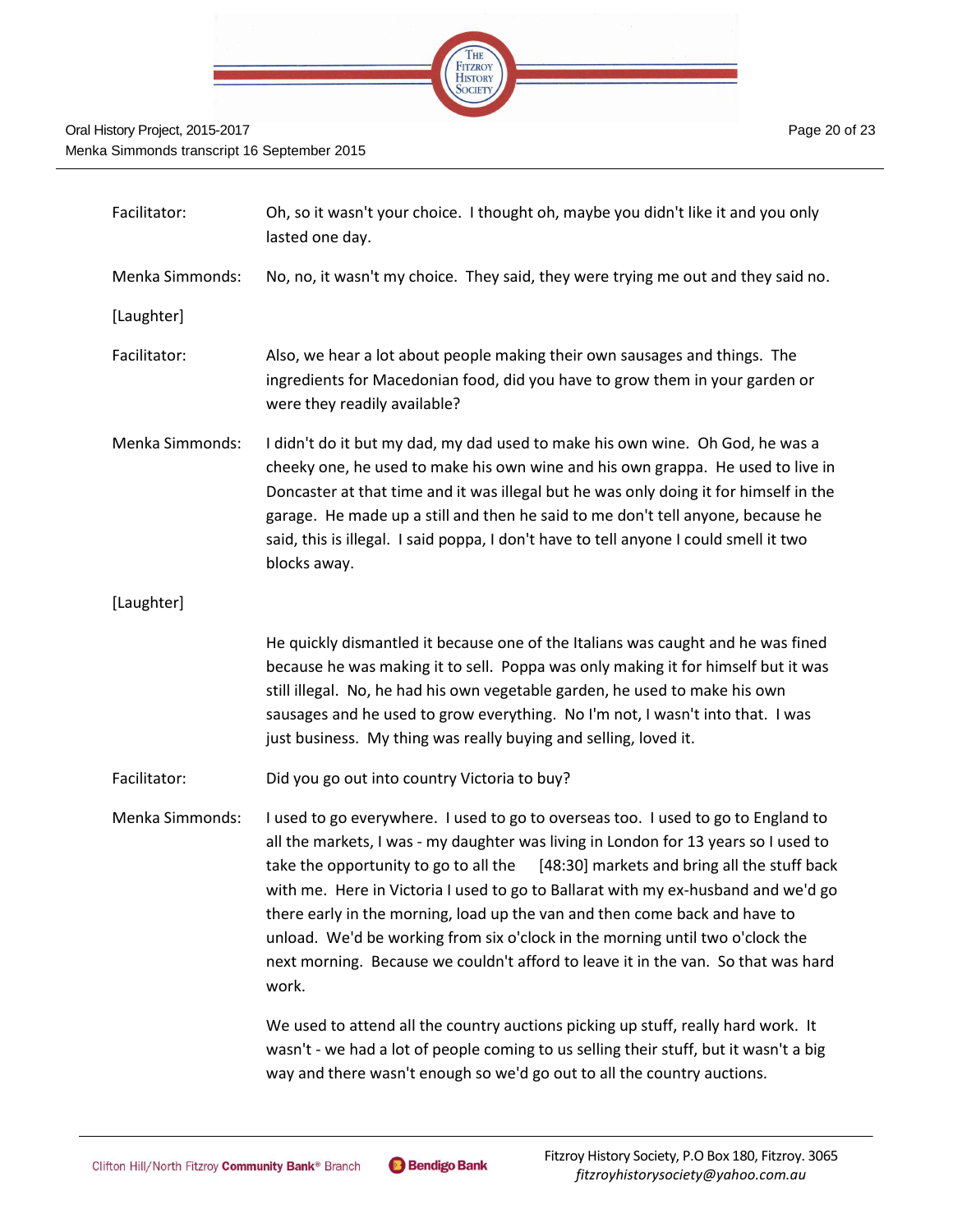Facilitator: Oh, so it wasn't your choice. I thought oh, maybe you didn't like it and you only lasted one day.

Menka Simmonds: No, no, it wasn't my choice. They said, they were trying me out and they said no.

[Laughter]

Facilitator: Also, we hear a lot about people making their own sausages and things. The ingredients for Macedonian food, did you have to grow them in your garden or were they readily available?

Menka Simmonds: I didn't do it but my dad, my dad used to make his own wine. Oh God, he was a cheeky one, he used to make his own wine and his own grappa. He used to live in Doncaster at that time and it was illegal but he was only doing it for himself in the garage. He made up a still and then he said to me don't tell anyone, because he said, this is illegal. I said poppa, I don't have to tell anyone I could smell it two blocks away.

[Laughter]

He quickly dismantled it because one of the Italians was caught and he was fined because he was making it to sell. Poppa was only making it for himself but it was still illegal. No, he had his own vegetable garden, he used to make his own sausages and he used to grow everything. No I'm not, I wasn't into that. I was just business. My thing was really buying and selling, loved it.

Facilitator: Did you go out into country Victoria to buy?

Menka Simmonds: I used to go everywhere. I used to go to overseas too. I used to go to England to all the markets, I was - my daughter was living in London for 13 years so I used to take the opportunity to go to all the [48:30] markets and bring all the stuff back with me. Here in Victoria I used to go to Ballarat with my ex-husband and we'd go there early in the morning, load up the van and then come back and have to unload. We'd be working from six o'clock in the morning until two o'clock the next morning. Because we couldn't afford to leave it in the van. So that was hard work.

We used to attend all the country auctions picking up stuff, really hard work. It wasn't - we had a lot of people coming to us selling their stuff, but it wasn't a big way and there wasn't enough so we'd go out to all the country auctions.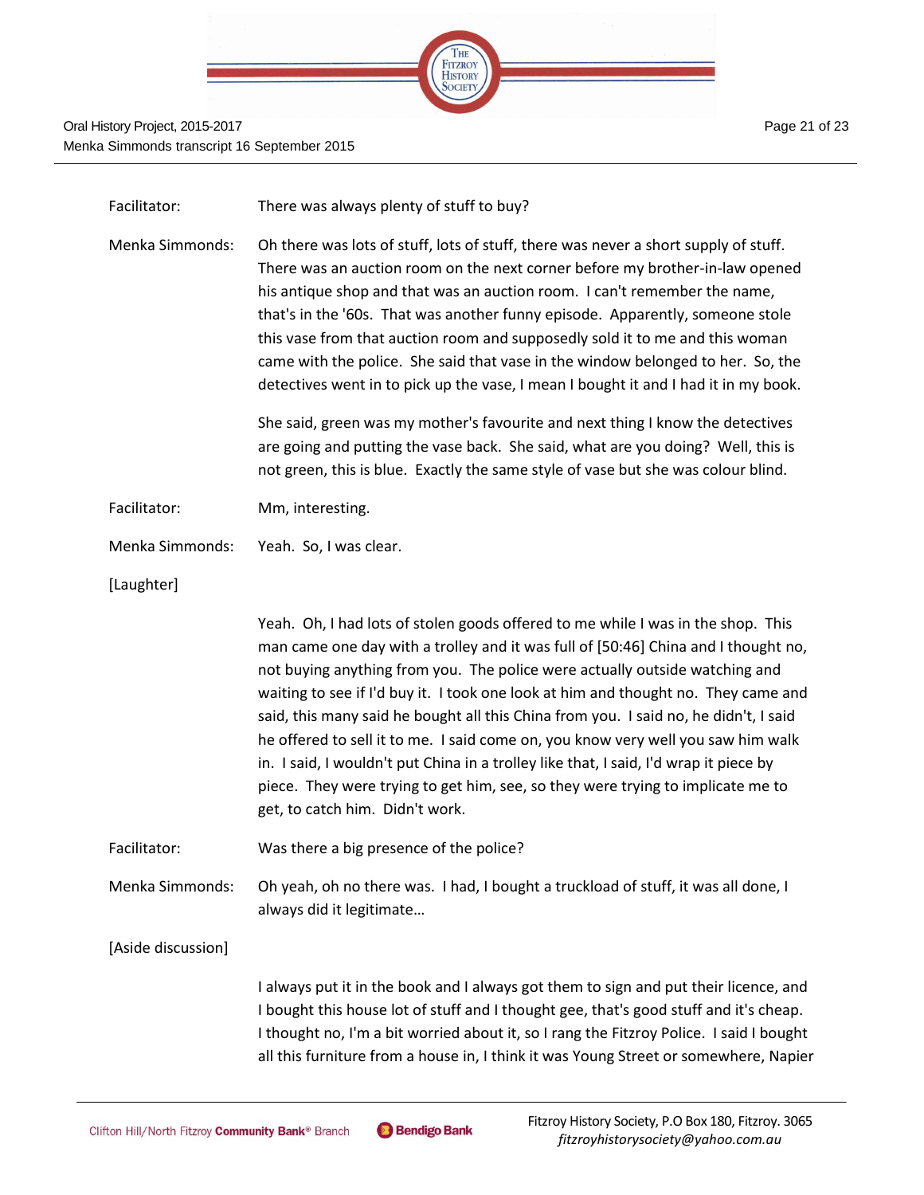Facilitator: There was always plenty of stuff to buy?

Menka Simmonds: Oh there was lots of stuff, lots of stuff, there was never a short supply of stuff. There was an auction room on the next corner before my brother-in-law opened his antique shop and that was an auction room. I can't remember the name, that's in the '60s. That was another funny episode. Apparently, someone stole this vase from that auction room and supposedly sold it to me and this woman came with the police. She said that vase in the window belonged to her. So, the detectives went in to pick up the vase, I mean I bought it and I had it in my book.

She said, green was my mother's favourite and next thing I know the detectives are going and putting the vase back. She said, what are you doing? Well, this is not green, this is blue. Exactly the same style of vase but she was colour blind.

Facilitator: Mm, interesting.

Menka Simmonds: Yeah. So, I was clear.

[Laughter]

Yeah. Oh, I had lots of stolen goods offered to me while I was in the shop. This man came one day with a trolley and it was full of [50:46] China and I thought no, not buying anything from you. The police were actually outside watching and waiting to see if I'd buy it. I took one look at him and thought no. They came and said, this many said he bought all this China from you. I said no, he didn't, I said he offered to sell it to me. I said come on, you know very well you saw him walk in. I said, I wouldn't put China in a trolley like that, I said, I'd wrap it piece by piece. They were trying to get him, see, so they were trying to implicate me to get, to catch him. Didn't work.

Facilitator: Was there a big presence of the police?

Menka Simmonds: Oh yeah, oh no there was. I had, I bought a truckload of stuff, it was all done, I always did it legitimate…

[Aside discussion]

I always put it in the book and I always got them to sign and put their licence, and I bought this house lot of stuff and I thought gee, that's good stuff and it's cheap. I thought no, I'm a bit worried about it, so I rang the Fitzroy Police. I said I bought all this furniture from a house in, I think it was Young Street or somewhere, Napier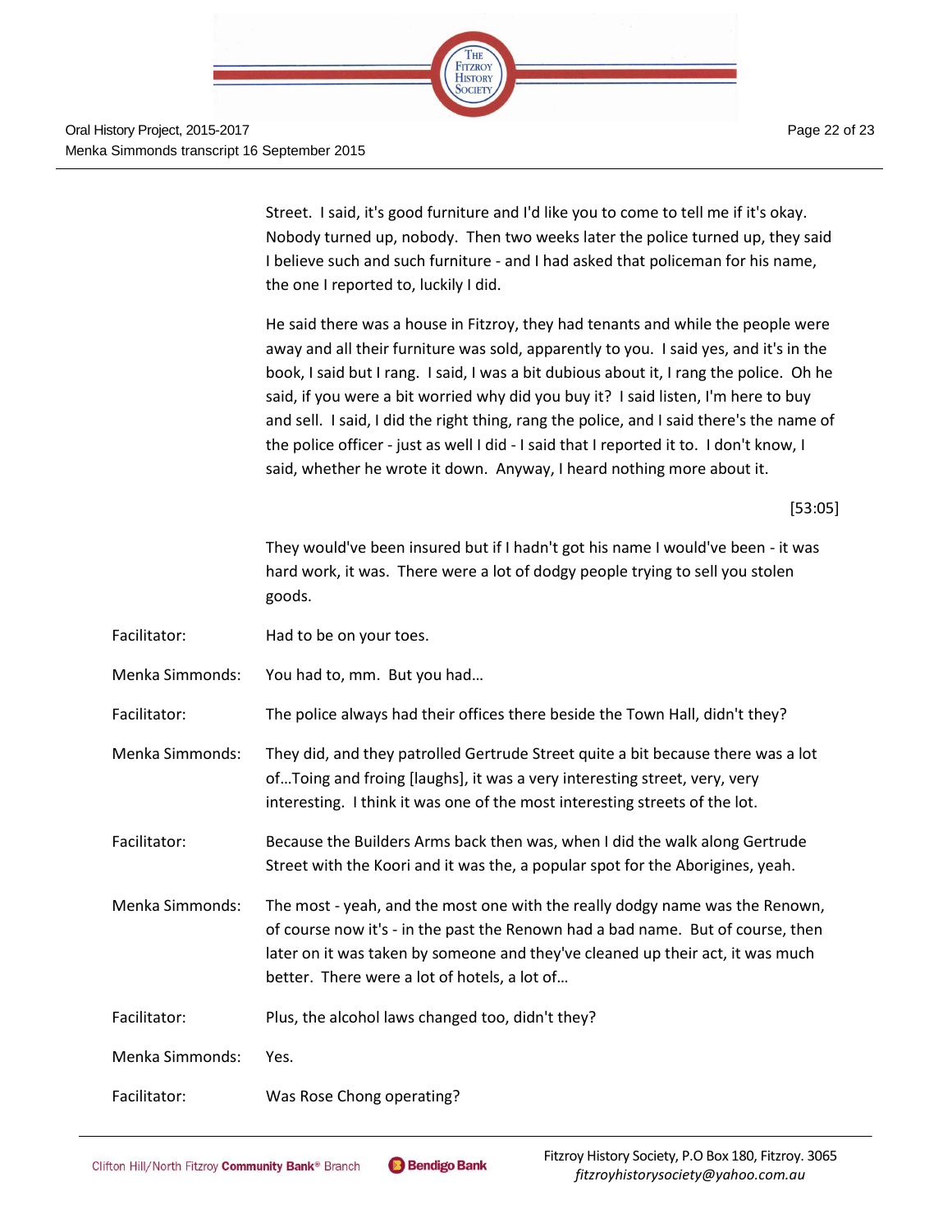Street. I said, it's good furniture and I'd like you to come to tell me if it's okay. Nobody turned up, nobody. Then two weeks later the police turned up, they said I believe such and such furniture - and I had asked that policeman for his name, the one I reported to, luckily I did.

He said there was a house in Fitzroy, they had tenants and while the people were away and all their furniture was sold, apparently to you. I said yes, and it's in the book, I said but I rang. I said, I was a bit dubious about it, I rang the police. Oh he said, if you were a bit worried why did you buy it? I said listen, I'm here to buy and sell. I said, I did the right thing, rang the police, and I said there's the name of the police officer - just as well I did - I said that I reported it to. I don't know, I said, whether he wrote it down. Anyway, I heard nothing more about it.

[53:05]

They would've been insured but if I hadn't got his name I would've been - it was hard work, it was. There were a lot of dodgy people trying to sell you stolen goods.

| | |
|---|---|
| Facilitator: | Had to be on your toes. |
| Menka Simmonds: | You had to, mm. But you had… |
| Facilitator: | The police always had their offices there beside the Town Hall, didn't they? |
| Menka Simmonds: | They did, and they patrolled Gertrude Street quite a bit because there was a lot of…Toing and froing [laughs], it was a very interesting street, very, very interesting. I think it was one of the most interesting streets of the lot. |
| Facilitator: | Because the Builders Arms back then was, when I did the walk along Gertrude Street with the Koori and it was the, a popular spot for the Aborigines, yeah. |
| Menka Simmonds: | The most - yeah, and the most one with the really dodgy name was the Renown, of course now it's - in the past the Renown had a bad name. But of course, then later on it was taken by someone and they've cleaned up their act, it was much better. There were a lot of hotels, a lot of… |
| Facilitator: | Plus, the alcohol laws changed too, didn't they? |
| Menka Simmonds: | Yes. |
| Facilitator: | Was Rose Chong operating? |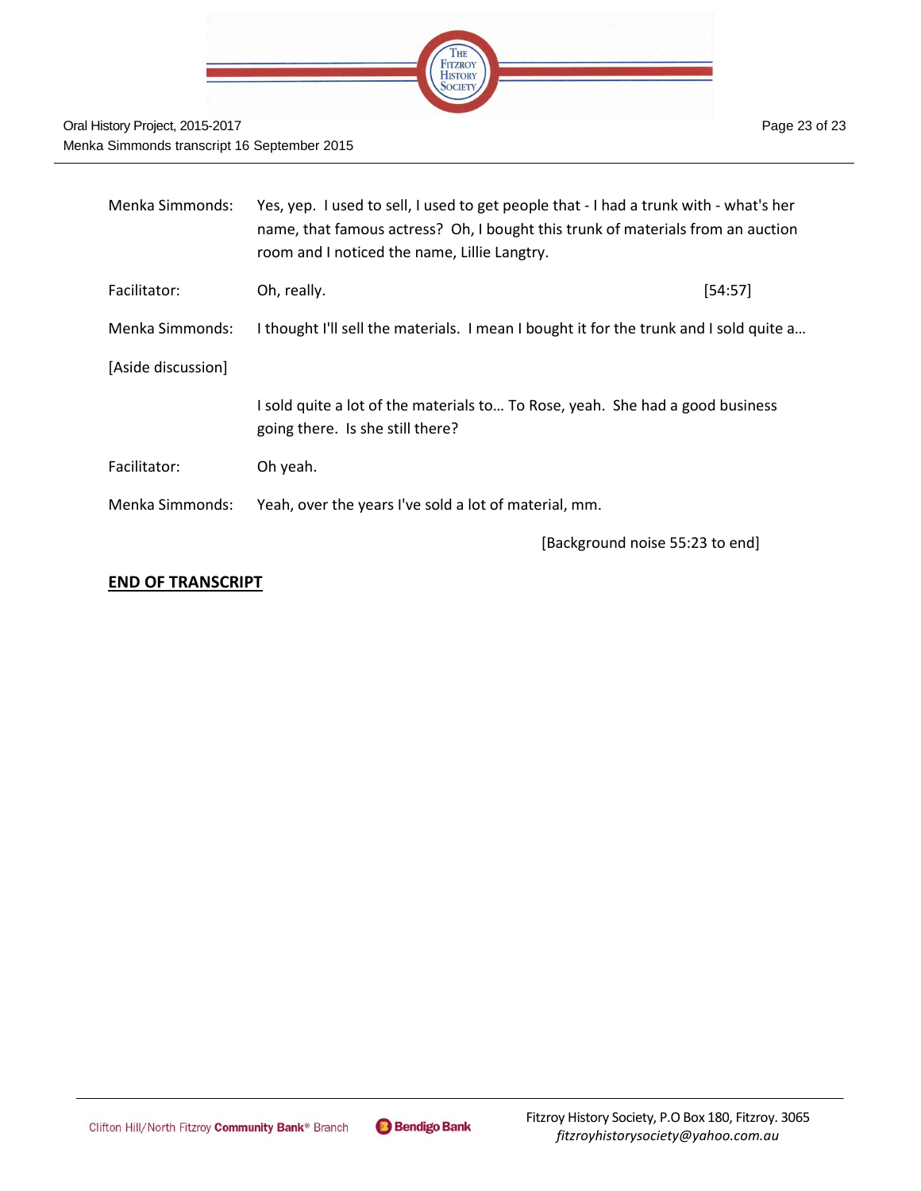Menka Simmonds: Yes, yep. I used to sell, I used to get people that - I had a trunk with - what's her name, that famous actress? Oh, I bought this trunk of materials from an auction room and I noticed the name, Lillie Langtry.

Facilitator: Oh, really. [54:57]

Menka Simmonds: I thought I'll sell the materials. I mean I bought it for the trunk and I sold quite a…

[Aside discussion]

I sold quite a lot of the materials to… To Rose, yeah. She had a good business going there. Is she still there?

Facilitator: Oh yeah.

Menka Simmonds: Yeah, over the years I've sold a lot of material, mm.

[Background noise 55:23 to end]

**END OF TRANSCRIPT**